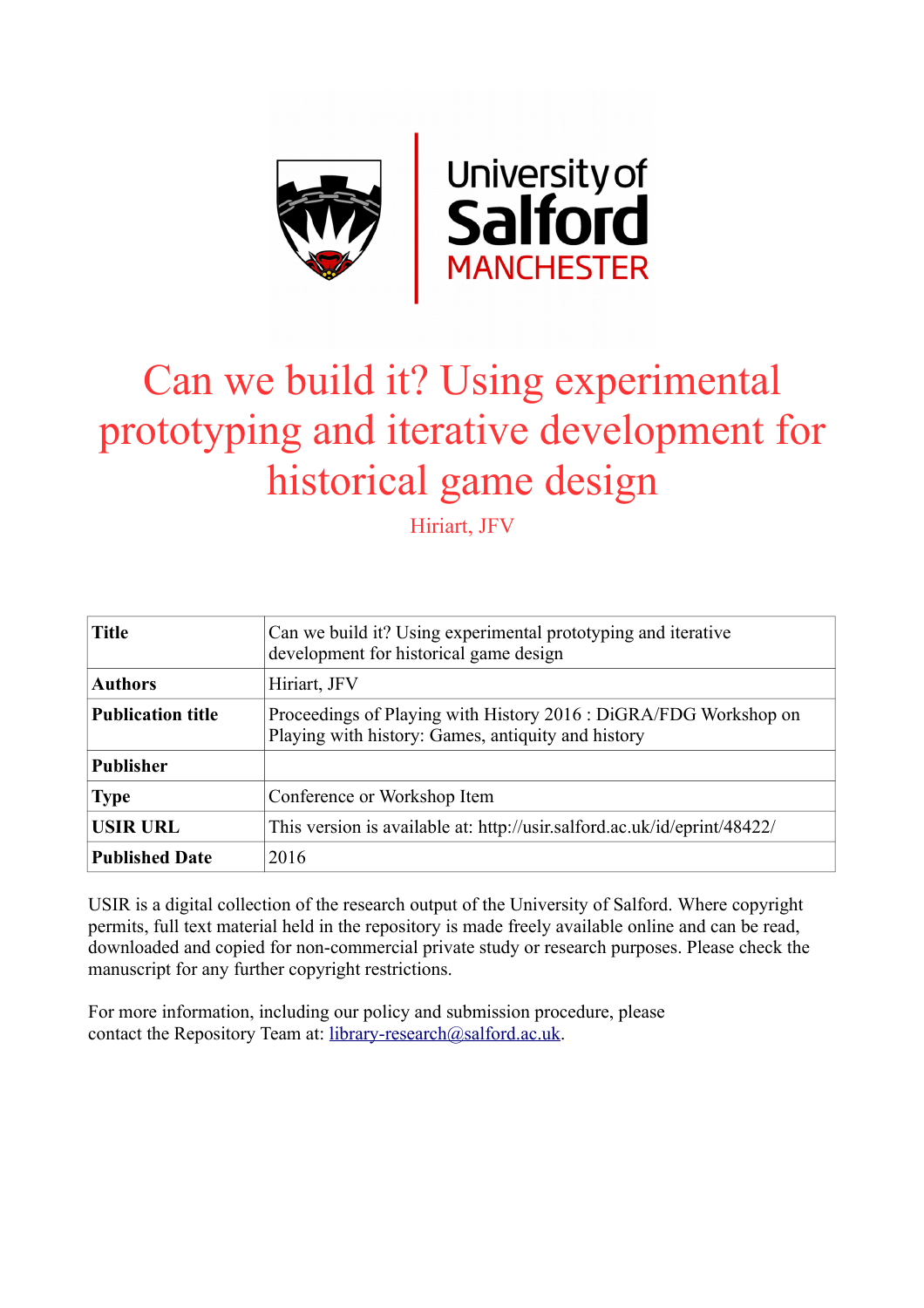# Can we build it? Using experimental prototyping and iterative development for historical game design

Hiriart, JFV

| Title | Can we build it? Using experimental prototyping and iterative development for historical game design |
|---|---|
| Authors | Hiriart, JFV |
| Publication title | Proceedings of Playing with History 2016 : DiGRA/FDG Workshop on Playing with history: Games, antiquity and history |
| Publisher | |
| Type | Conference or Workshop Item |
| USIR URL | This version is available at: http://usir.salford.ac.uk/id/eprint/48422/ |
| Published Date | 2016 |

USIR is a digital collection of the research output of the University of Salford. Where copyright permits, full text material held in the repository is made freely available online and can be read, downloaded and copied for non-commercial private study or research purposes. Please check the manuscript for any further copyright restrictions.

For more information, including our policy and submission procedure, please contact the Repository Team at: library-research@salford.ac.uk.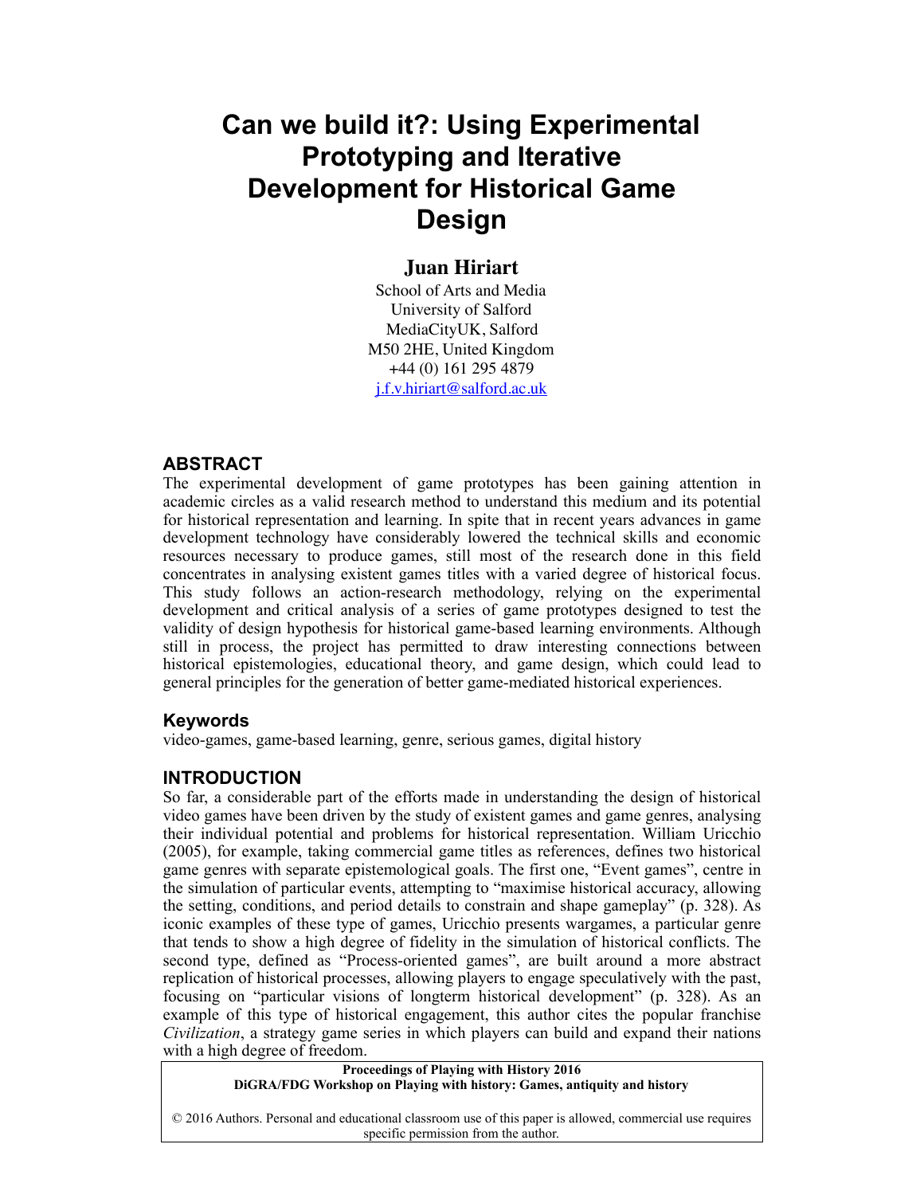# Can we build it?: Using Experimental Prototyping and Iterative Development for Historical Game Design

**Juan Hiriart**

School of Arts and Media
University of Salford
MediaCityUK, Salford
M50 2HE, United Kingdom
+44 (0) 161 295 4879
j.f.v.hiriart@salford.ac.uk

## ABSTRACT

The experimental development of game prototypes has been gaining attention in academic circles as a valid research method to understand this medium and its potential for historical representation and learning. In spite that in recent years advances in game development technology have considerably lowered the technical skills and economic resources necessary to produce games, still most of the research done in this field concentrates in analysing existent games titles with a varied degree of historical focus. This study follows an action-research methodology, relying on the experimental development and critical analysis of a series of game prototypes designed to test the validity of design hypothesis for historical game-based learning environments. Although still in process, the project has permitted to draw interesting connections between historical epistemologies, educational theory, and game design, which could lead to general principles for the generation of better game-mediated historical experiences.

### Keywords

video-games, game-based learning, genre, serious games, digital history

## INTRODUCTION

So far, a considerable part of the efforts made in understanding the design of historical video games have been driven by the study of existent games and game genres, analysing their individual potential and problems for historical representation. William Uricchio (2005), for example, taking commercial game titles as references, defines two historical game genres with separate epistemological goals. The first one, "Event games", centre in the simulation of particular events, attempting to "maximise historical accuracy, allowing the setting, conditions, and period details to constrain and shape gameplay" (p. 328). As iconic examples of these type of games, Uricchio presents wargames, a particular genre that tends to show a high degree of fidelity in the simulation of historical conflicts. The second type, defined as "Process-oriented games", are built around a more abstract replication of historical processes, allowing players to engage speculatively with the past, focusing on "particular visions of longterm historical development" (p. 328). As an example of this type of historical engagement, this author cites the popular franchise *Civilization*, a strategy game series in which players can build and expand their nations with a high degree of freedom.

**Proceedings of Playing with History 2016**
**DiGRA/FDG Workshop on Playing with history: Games, antiquity and history**

© 2016 Authors. Personal and educational classroom use of this paper is allowed, commercial use requires specific permission from the author.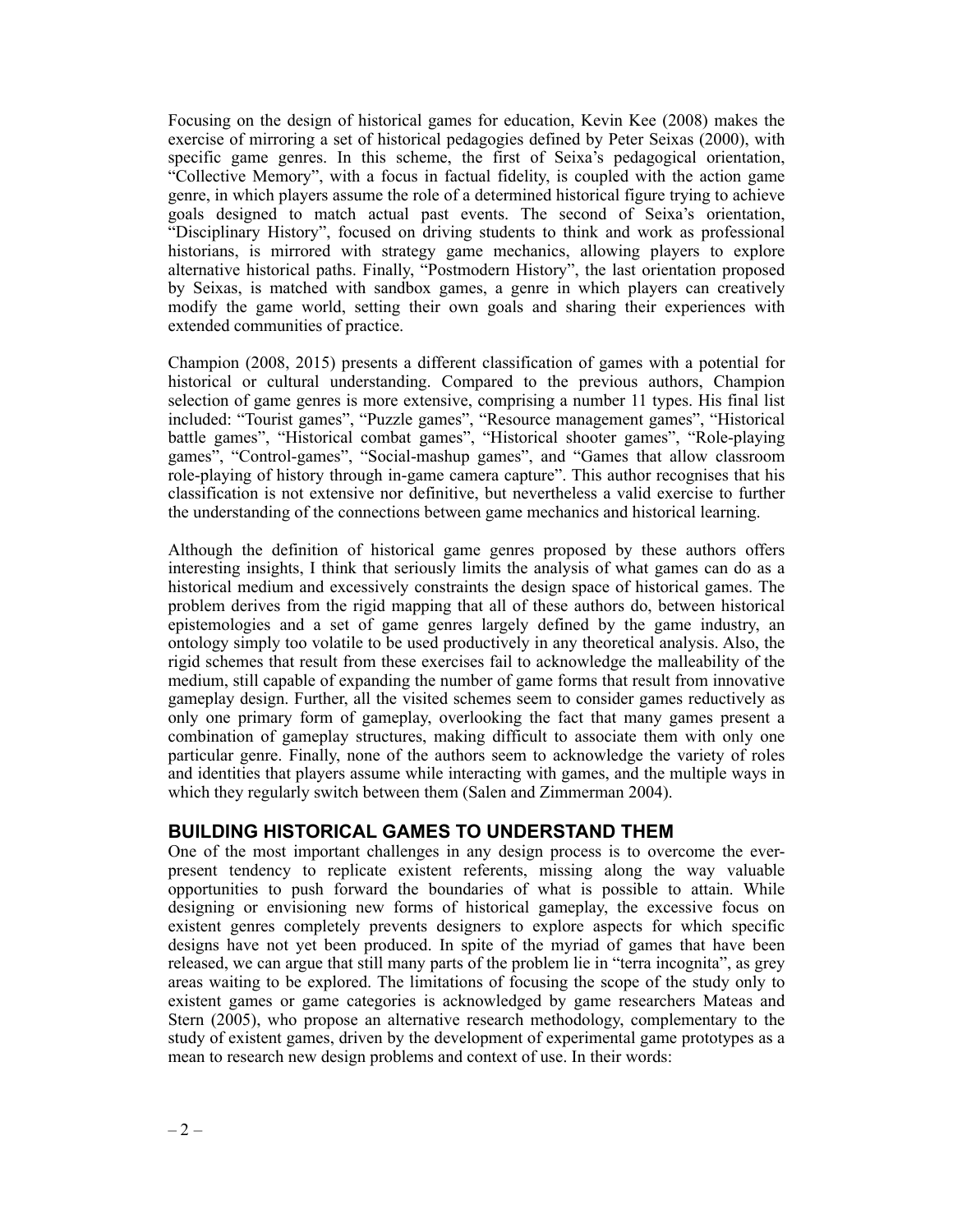Focusing on the design of historical games for education, Kevin Kee (2008) makes the exercise of mirroring a set of historical pedagogies defined by Peter Seixas (2000), with specific game genres. In this scheme, the first of Seixa's pedagogical orientation, "Collective Memory", with a focus in factual fidelity, is coupled with the action game genre, in which players assume the role of a determined historical figure trying to achieve goals designed to match actual past events. The second of Seixa's orientation, "Disciplinary History", focused on driving students to think and work as professional historians, is mirrored with strategy game mechanics, allowing players to explore alternative historical paths. Finally, "Postmodern History", the last orientation proposed by Seixas, is matched with sandbox games, a genre in which players can creatively modify the game world, setting their own goals and sharing their experiences with extended communities of practice.

Champion (2008, 2015) presents a different classification of games with a potential for historical or cultural understanding. Compared to the previous authors, Champion selection of game genres is more extensive, comprising a number 11 types. His final list included: "Tourist games", "Puzzle games", "Resource management games", "Historical battle games", "Historical combat games", "Historical shooter games", "Role-playing games", "Control-games", "Social-mashup games", and "Games that allow classroom role-playing of history through in-game camera capture". This author recognises that his classification is not extensive nor definitive, but nevertheless a valid exercise to further the understanding of the connections between game mechanics and historical learning.

Although the definition of historical game genres proposed by these authors offers interesting insights, I think that seriously limits the analysis of what games can do as a historical medium and excessively constraints the design space of historical games. The problem derives from the rigid mapping that all of these authors do, between historical epistemologies and a set of game genres largely defined by the game industry, an ontology simply too volatile to be used productively in any theoretical analysis. Also, the rigid schemes that result from these exercises fail to acknowledge the malleability of the medium, still capable of expanding the number of game forms that result from innovative gameplay design. Further, all the visited schemes seem to consider games reductively as only one primary form of gameplay, overlooking the fact that many games present a combination of gameplay structures, making difficult to associate them with only one particular genre. Finally, none of the authors seem to acknowledge the variety of roles and identities that players assume while interacting with games, and the multiple ways in which they regularly switch between them (Salen and Zimmerman 2004).

## BUILDING HISTORICAL GAMES TO UNDERSTAND THEM

One of the most important challenges in any design process is to overcome the ever-present tendency to replicate existent referents, missing along the way valuable opportunities to push forward the boundaries of what is possible to attain. While designing or envisioning new forms of historical gameplay, the excessive focus on existent genres completely prevents designers to explore aspects for which specific designs have not yet been produced. In spite of the myriad of games that have been released, we can argue that still many parts of the problem lie in "terra incognita", as grey areas waiting to be explored. The limitations of focusing the scope of the study only to existent games or game categories is acknowledged by game researchers Mateas and Stern (2005), who propose an alternative research methodology, complementary to the study of existent games, driven by the development of experimental game prototypes as a mean to research new design problems and context of use. In their words: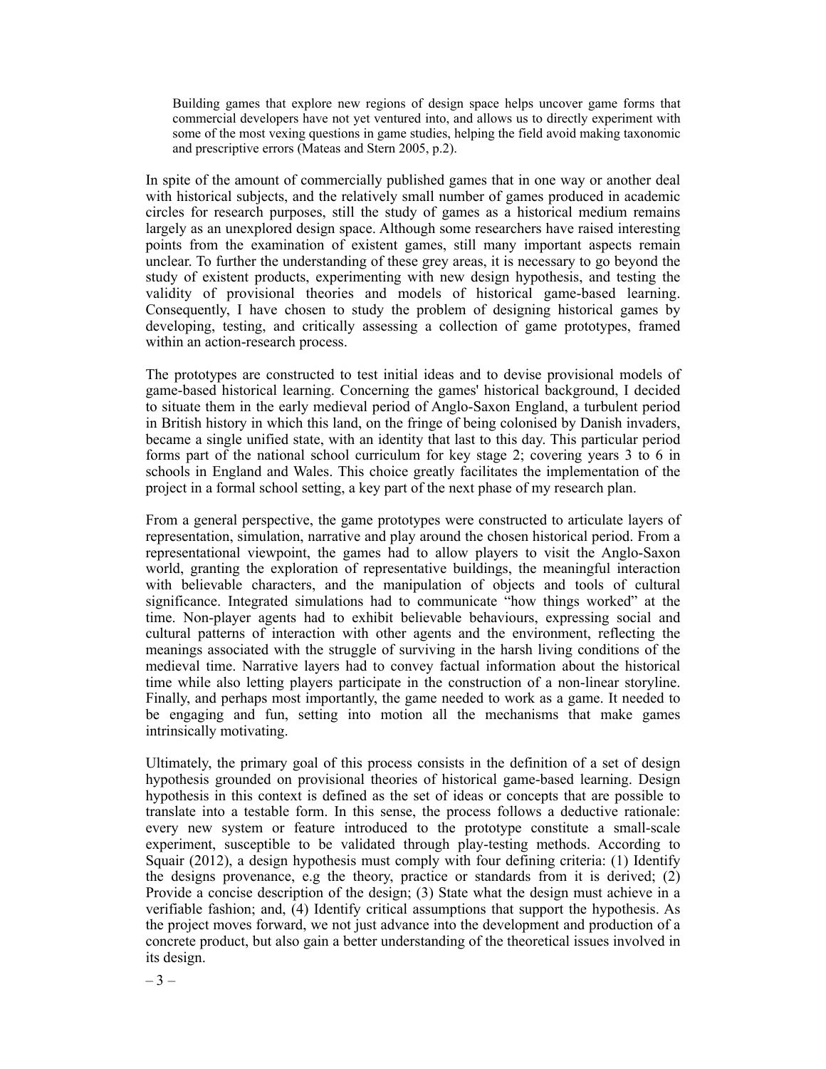> Building games that explore new regions of design space helps uncover game forms that commercial developers have not yet ventured into, and allows us to directly experiment with some of the most vexing questions in game studies, helping the field avoid making taxonomic and prescriptive errors (Mateas and Stern 2005, p.2).

In spite of the amount of commercially published games that in one way or another deal with historical subjects, and the relatively small number of games produced in academic circles for research purposes, still the study of games as a historical medium remains largely as an unexplored design space. Although some researchers have raised interesting points from the examination of existent games, still many important aspects remain unclear. To further the understanding of these grey areas, it is necessary to go beyond the study of existent products, experimenting with new design hypothesis, and testing the validity of provisional theories and models of historical game-based learning. Consequently, I have chosen to study the problem of designing historical games by developing, testing, and critically assessing a collection of game prototypes, framed within an action-research process.

The prototypes are constructed to test initial ideas and to devise provisional models of game-based historical learning. Concerning the games' historical background, I decided to situate them in the early medieval period of Anglo-Saxon England, a turbulent period in British history in which this land, on the fringe of being colonised by Danish invaders, became a single unified state, with an identity that last to this day. This particular period forms part of the national school curriculum for key stage 2; covering years 3 to 6 in schools in England and Wales. This choice greatly facilitates the implementation of the project in a formal school setting, a key part of the next phase of my research plan.

From a general perspective, the game prototypes were constructed to articulate layers of representation, simulation, narrative and play around the chosen historical period. From a representational viewpoint, the games had to allow players to visit the Anglo-Saxon world, granting the exploration of representative buildings, the meaningful interaction with believable characters, and the manipulation of objects and tools of cultural significance. Integrated simulations had to communicate "how things worked" at the time. Non-player agents had to exhibit believable behaviours, expressing social and cultural patterns of interaction with other agents and the environment, reflecting the meanings associated with the struggle of surviving in the harsh living conditions of the medieval time. Narrative layers had to convey factual information about the historical time while also letting players participate in the construction of a non-linear storyline. Finally, and perhaps most importantly, the game needed to work as a game. It needed to be engaging and fun, setting into motion all the mechanisms that make games intrinsically motivating.

Ultimately, the primary goal of this process consists in the definition of a set of design hypothesis grounded on provisional theories of historical game-based learning. Design hypothesis in this context is defined as the set of ideas or concepts that are possible to translate into a testable form. In this sense, the process follows a deductive rationale: every new system or feature introduced to the prototype constitute a small-scale experiment, susceptible to be validated through play-testing methods. According to Squair (2012), a design hypothesis must comply with four defining criteria: (1) Identify the designs provenance, e.g the theory, practice or standards from it is derived; (2) Provide a concise description of the design; (3) State what the design must achieve in a verifiable fashion; and, (4) Identify critical assumptions that support the hypothesis. As the project moves forward, we not just advance into the development and production of a concrete product, but also gain a better understanding of the theoretical issues involved in its design.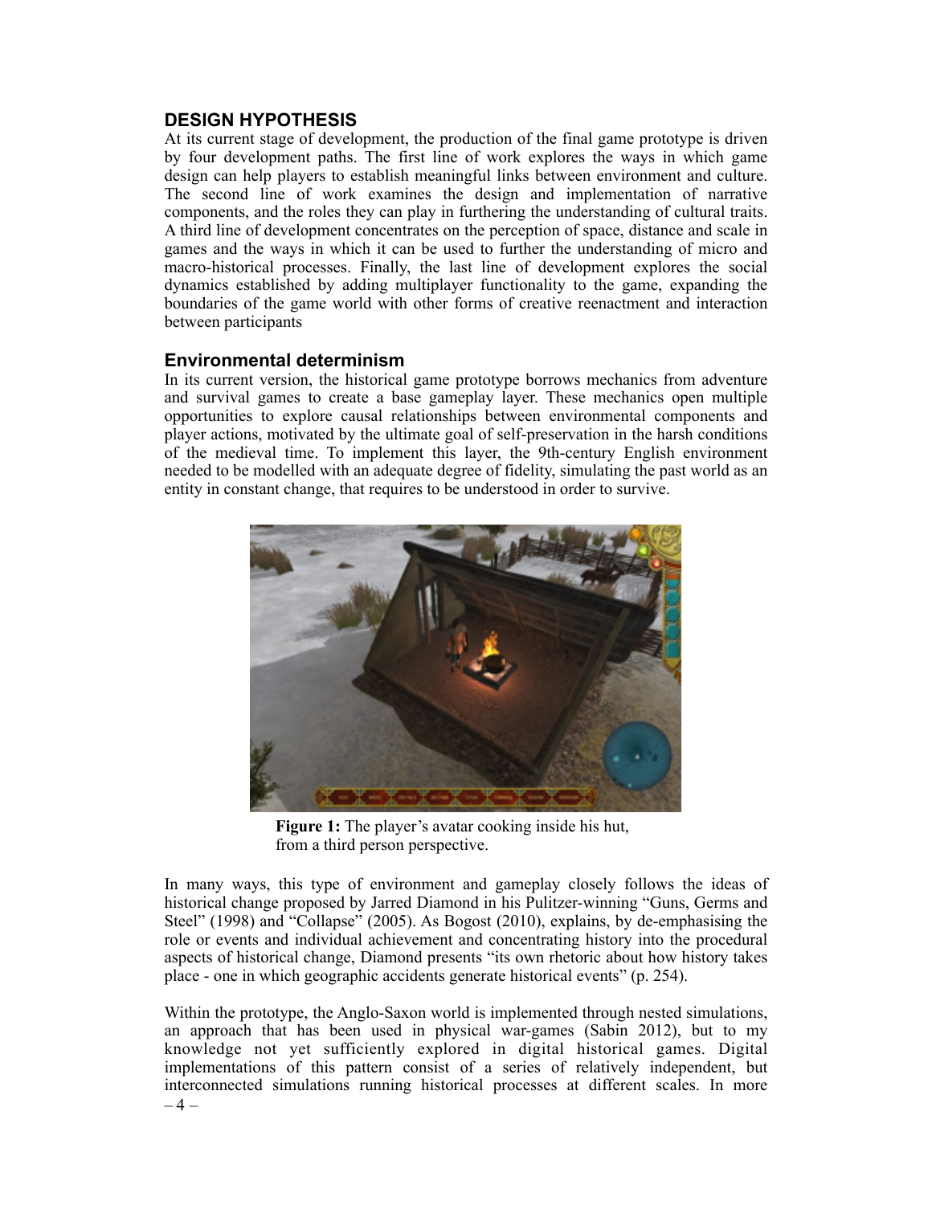## DESIGN HYPOTHESIS

At its current stage of development, the production of the final game prototype is driven by four development paths. The first line of work explores the ways in which game design can help players to establish meaningful links between environment and culture. The second line of work examines the design and implementation of narrative components, and the roles they can play in furthering the understanding of cultural traits. A third line of development concentrates on the perception of space, distance and scale in games and the ways in which it can be used to further the understanding of micro and macro-historical processes. Finally, the last line of development explores the social dynamics established by adding multiplayer functionality to the game, expanding the boundaries of the game world with other forms of creative reenactment and interaction between participants

### Environmental determinism

In its current version, the historical game prototype borrows mechanics from adventure and survival games to create a base gameplay layer. These mechanics open multiple opportunities to explore causal relationships between environmental components and player actions, motivated by the ultimate goal of self-preservation in the harsh conditions of the medieval time. To implement this layer, the 9th-century English environment needed to be modelled with an adequate degree of fidelity, simulating the past world as an entity in constant change, that requires to be understood in order to survive.

**Figure 1:** The player's avatar cooking inside his hut, from a third person perspective.

In many ways, this type of environment and gameplay closely follows the ideas of historical change proposed by Jarred Diamond in his Pulitzer-winning "Guns, Germs and Steel" (1998) and "Collapse" (2005). As Bogost (2010), explains, by de-emphasising the role or events and individual achievement and concentrating history into the procedural aspects of historical change, Diamond presents "its own rhetoric about how history takes place - one in which geographic accidents generate historical events" (p. 254).

Within the prototype, the Anglo-Saxon world is implemented through nested simulations, an approach that has been used in physical war-games (Sabin 2012), but to my knowledge not yet sufficiently explored in digital historical games. Digital implementations of this pattern consist of a series of relatively independent, but interconnected simulations running historical processes at different scales. In more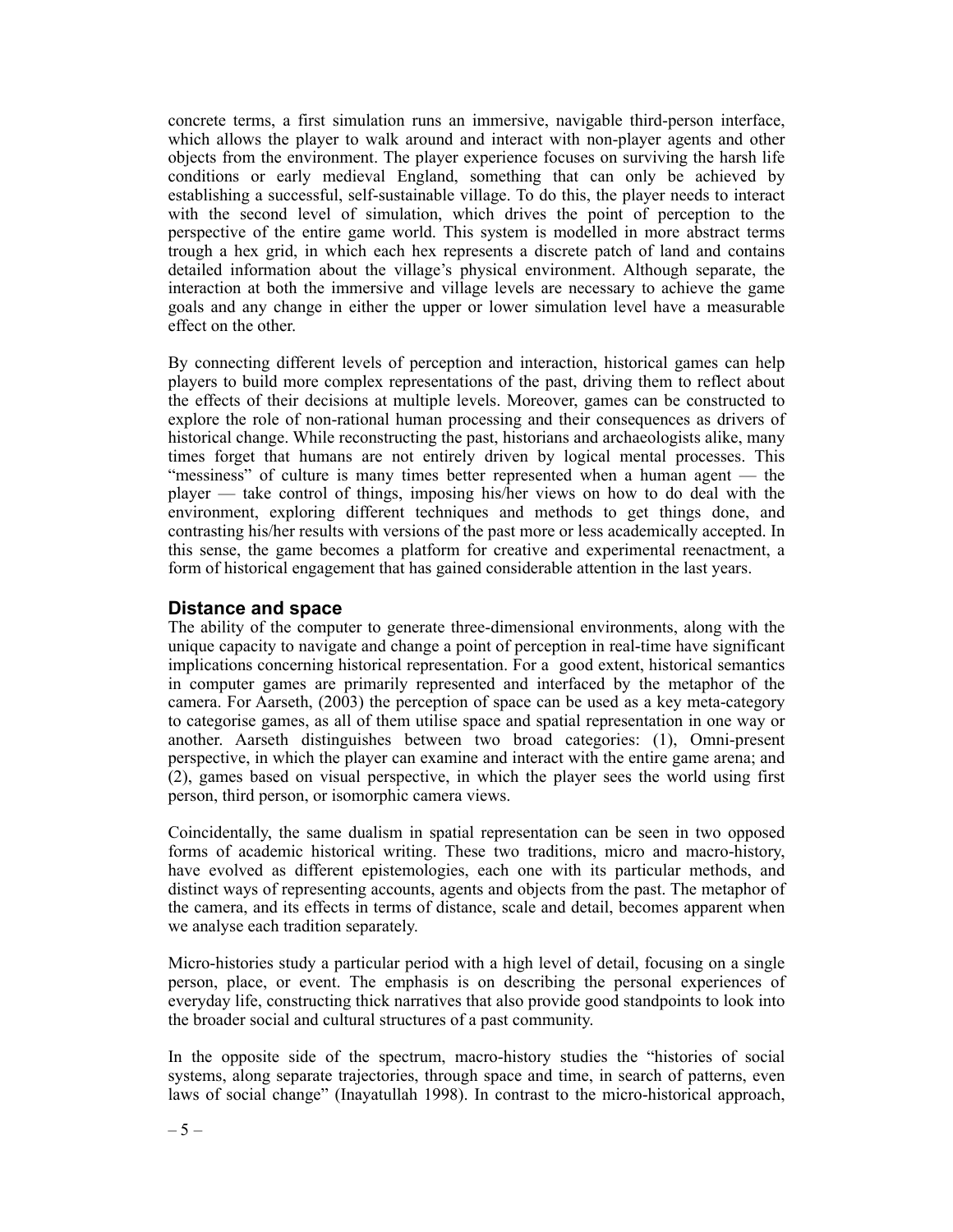concrete terms, a first simulation runs an immersive, navigable third-person interface, which allows the player to walk around and interact with non-player agents and other objects from the environment. The player experience focuses on surviving the harsh life conditions or early medieval England, something that can only be achieved by establishing a successful, self-sustainable village. To do this, the player needs to interact with the second level of simulation, which drives the point of perception to the perspective of the entire game world. This system is modelled in more abstract terms trough a hex grid, in which each hex represents a discrete patch of land and contains detailed information about the village's physical environment. Although separate, the interaction at both the immersive and village levels are necessary to achieve the game goals and any change in either the upper or lower simulation level have a measurable effect on the other.

By connecting different levels of perception and interaction, historical games can help players to build more complex representations of the past, driving them to reflect about the effects of their decisions at multiple levels. Moreover, games can be constructed to explore the role of non-rational human processing and their consequences as drivers of historical change. While reconstructing the past, historians and archaeologists alike, many times forget that humans are not entirely driven by logical mental processes. This "messiness" of culture is many times better represented when a human agent — the player — take control of things, imposing his/her views on how to do deal with the environment, exploring different techniques and methods to get things done, and contrasting his/her results with versions of the past more or less academically accepted. In this sense, the game becomes a platform for creative and experimental reenactment, a form of historical engagement that has gained considerable attention in the last years.

## Distance and space

The ability of the computer to generate three-dimensional environments, along with the unique capacity to navigate and change a point of perception in real-time have significant implications concerning historical representation. For a good extent, historical semantics in computer games are primarily represented and interfaced by the metaphor of the camera. For Aarseth, (2003) the perception of space can be used as a key meta-category to categorise games, as all of them utilise space and spatial representation in one way or another. Aarseth distinguishes between two broad categories: (1), Omni-present perspective, in which the player can examine and interact with the entire game arena; and (2), games based on visual perspective, in which the player sees the world using first person, third person, or isomorphic camera views.

Coincidentally, the same dualism in spatial representation can be seen in two opposed forms of academic historical writing. These two traditions, micro and macro-history, have evolved as different epistemologies, each one with its particular methods, and distinct ways of representing accounts, agents and objects from the past. The metaphor of the camera, and its effects in terms of distance, scale and detail, becomes apparent when we analyse each tradition separately.

Micro-histories study a particular period with a high level of detail, focusing on a single person, place, or event. The emphasis is on describing the personal experiences of everyday life, constructing thick narratives that also provide good standpoints to look into the broader social and cultural structures of a past community.

In the opposite side of the spectrum, macro-history studies the "histories of social systems, along separate trajectories, through space and time, in search of patterns, even laws of social change" (Inayatullah 1998). In contrast to the micro-historical approach,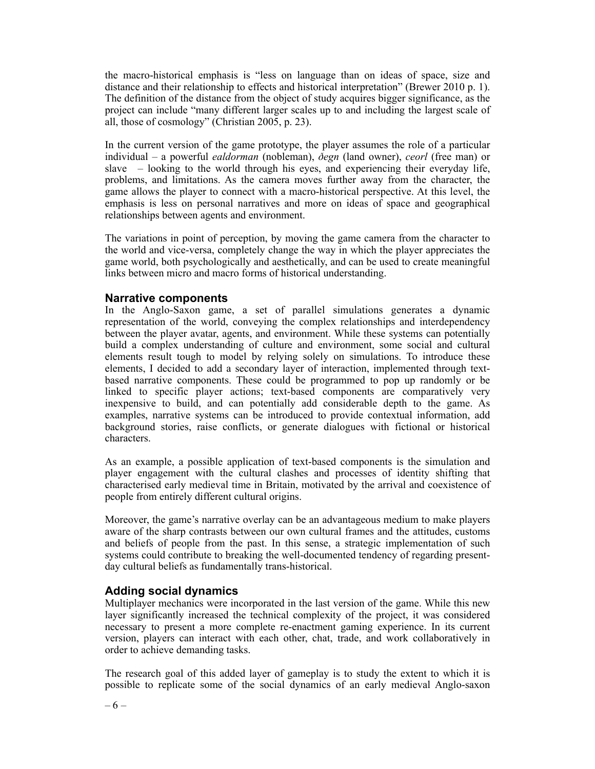the macro-historical emphasis is "less on language than on ideas of space, size and distance and their relationship to effects and historical interpretation" (Brewer 2010 p. 1). The definition of the distance from the object of study acquires bigger significance, as the project can include "many different larger scales up to and including the largest scale of all, those of cosmology" (Christian 2005, p. 23).

In the current version of the game prototype, the player assumes the role of a particular individual – a powerful *ealdorman* (nobleman), *ðegn* (land owner), *ceorl* (free man) or slave – looking to the world through his eyes, and experiencing their everyday life, problems, and limitations. As the camera moves further away from the character, the game allows the player to connect with a macro-historical perspective. At this level, the emphasis is less on personal narratives and more on ideas of space and geographical relationships between agents and environment.

The variations in point of perception, by moving the game camera from the character to the world and vice-versa, completely change the way in which the player appreciates the game world, both psychologically and aesthetically, and can be used to create meaningful links between micro and macro forms of historical understanding.

## Narrative components

In the Anglo-Saxon game, a set of parallel simulations generates a dynamic representation of the world, conveying the complex relationships and interdependency between the player avatar, agents, and environment. While these systems can potentially build a complex understanding of culture and environment, some social and cultural elements result tough to model by relying solely on simulations. To introduce these elements, I decided to add a secondary layer of interaction, implemented through text-based narrative components. These could be programmed to pop up randomly or be linked to specific player actions; text-based components are comparatively very inexpensive to build, and can potentially add considerable depth to the game. As examples, narrative systems can be introduced to provide contextual information, add background stories, raise conflicts, or generate dialogues with fictional or historical characters.

As an example, a possible application of text-based components is the simulation and player engagement with the cultural clashes and processes of identity shifting that characterised early medieval time in Britain, motivated by the arrival and coexistence of people from entirely different cultural origins.

Moreover, the game's narrative overlay can be an advantageous medium to make players aware of the sharp contrasts between our own cultural frames and the attitudes, customs and beliefs of people from the past. In this sense, a strategic implementation of such systems could contribute to breaking the well-documented tendency of regarding present-day cultural beliefs as fundamentally trans-historical.

## Adding social dynamics

Multiplayer mechanics were incorporated in the last version of the game. While this new layer significantly increased the technical complexity of the project, it was considered necessary to present a more complete re-enactment gaming experience. In its current version, players can interact with each other, chat, trade, and work collaboratively in order to achieve demanding tasks.

The research goal of this added layer of gameplay is to study the extent to which it is possible to replicate some of the social dynamics of an early medieval Anglo-saxon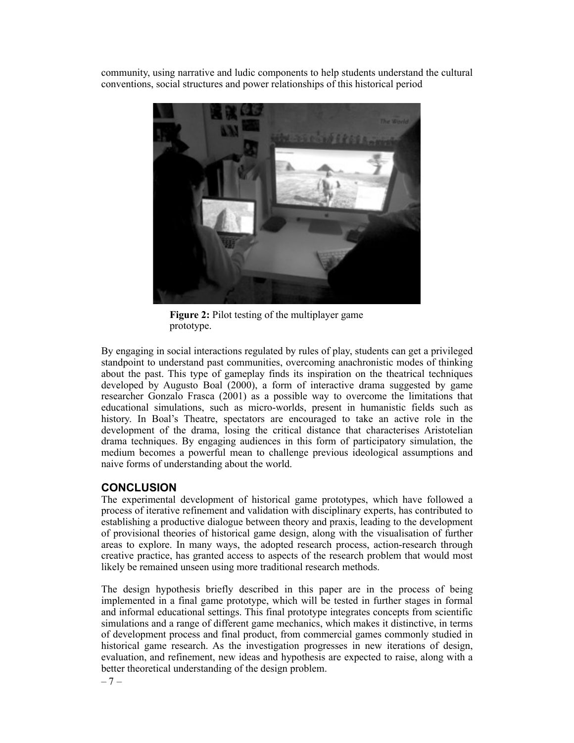community, using narrative and ludic components to help students understand the cultural conventions, social structures and power relationships of this historical period

**Figure 2:** Pilot testing of the multiplayer game prototype.

By engaging in social interactions regulated by rules of play, students can get a privileged standpoint to understand past communities, overcoming anachronistic modes of thinking about the past. This type of gameplay finds its inspiration on the theatrical techniques developed by Augusto Boal (2000), a form of interactive drama suggested by game researcher Gonzalo Frasca (2001) as a possible way to overcome the limitations that educational simulations, such as micro-worlds, present in humanistic fields such as history. In Boal's Theatre, spectators are encouraged to take an active role in the development of the drama, losing the critical distance that characterises Aristotelian drama techniques. By engaging audiences in this form of participatory simulation, the medium becomes a powerful mean to challenge previous ideological assumptions and naive forms of understanding about the world.

## CONCLUSION

The experimental development of historical game prototypes, which have followed a process of iterative refinement and validation with disciplinary experts, has contributed to establishing a productive dialogue between theory and praxis, leading to the development of provisional theories of historical game design, along with the visualisation of further areas to explore. In many ways, the adopted research process, action-research through creative practice, has granted access to aspects of the research problem that would most likely be remained unseen using more traditional research methods.

The design hypothesis briefly described in this paper are in the process of being implemented in a final game prototype, which will be tested in further stages in formal and informal educational settings. This final prototype integrates concepts from scientific simulations and a range of different game mechanics, which makes it distinctive, in terms of development process and final product, from commercial games commonly studied in historical game research. As the investigation progresses in new iterations of design, evaluation, and refinement, new ideas and hypothesis are expected to raise, along with a better theoretical understanding of the design problem.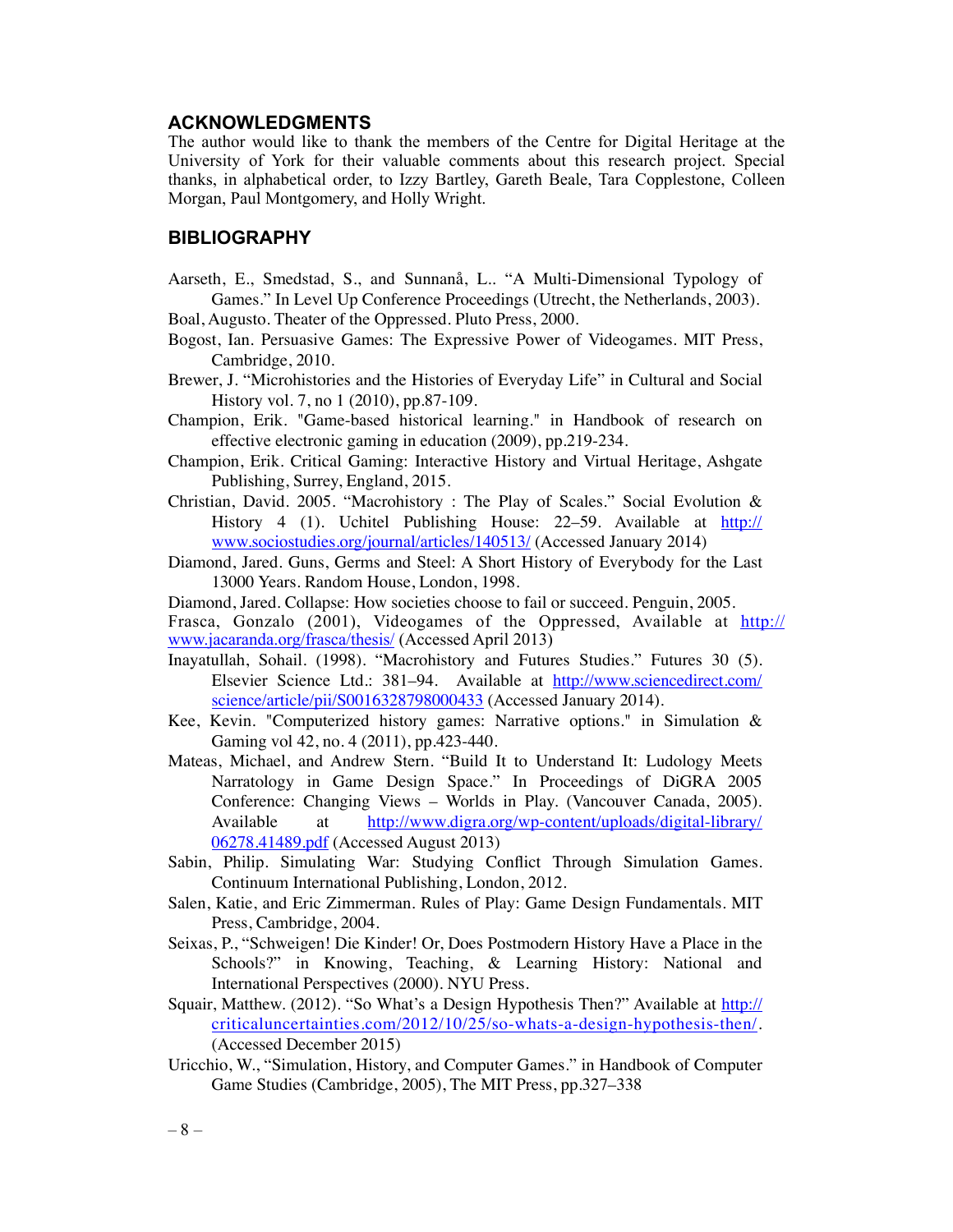## ACKNOWLEDGMENTS

The author would like to thank the members of the Centre for Digital Heritage at the University of York for their valuable comments about this research project. Special thanks, in alphabetical order, to Izzy Bartley, Gareth Beale, Tara Copplestone, Colleen Morgan, Paul Montgomery, and Holly Wright.

## BIBLIOGRAPHY

Aarseth, E., Smedstad, S., and Sunnanå, L.. "A Multi-Dimensional Typology of Games." In Level Up Conference Proceedings (Utrecht, the Netherlands, 2003).

Boal, Augusto. Theater of the Oppressed. Pluto Press, 2000.

Bogost, Ian. Persuasive Games: The Expressive Power of Videogames. MIT Press, Cambridge, 2010.

Brewer, J. "Microhistories and the Histories of Everyday Life" in Cultural and Social History vol. 7, no 1 (2010), pp.87-109.

Champion, Erik. "Game-based historical learning." in Handbook of research on effective electronic gaming in education (2009), pp.219-234.

Champion, Erik. Critical Gaming: Interactive History and Virtual Heritage, Ashgate Publishing, Surrey, England, 2015.

Christian, David. 2005. "Macrohistory : The Play of Scales." Social Evolution & History 4 (1). Uchitel Publishing House: 22–59. Available at http://www.sociostudies.org/journal/articles/140513/ (Accessed January 2014)

Diamond, Jared. Guns, Germs and Steel: A Short History of Everybody for the Last 13000 Years. Random House, London, 1998.

Diamond, Jared. Collapse: How societies choose to fail or succeed. Penguin, 2005.

Frasca, Gonzalo (2001), Videogames of the Oppressed, Available at http://www.jacaranda.org/frasca/thesis/ (Accessed April 2013)

Inayatullah, Sohail. (1998). "Macrohistory and Futures Studies." Futures 30 (5). Elsevier Science Ltd.: 381–94. Available at http://www.sciencedirect.com/science/article/pii/S0016328798000433 (Accessed January 2014).

Kee, Kevin. "Computerized history games: Narrative options." in Simulation & Gaming vol 42, no. 4 (2011), pp.423-440.

Mateas, Michael, and Andrew Stern. "Build It to Understand It: Ludology Meets Narratology in Game Design Space." In Proceedings of DiGRA 2005 Conference: Changing Views – Worlds in Play. (Vancouver Canada, 2005). Available at http://www.digra.org/wp-content/uploads/digital-library/06278.41489.pdf (Accessed August 2013)

Sabin, Philip. Simulating War: Studying Conflict Through Simulation Games. Continuum International Publishing, London, 2012.

Salen, Katie, and Eric Zimmerman. Rules of Play: Game Design Fundamentals. MIT Press, Cambridge, 2004.

Seixas, P., "Schweigen! Die Kinder! Or, Does Postmodern History Have a Place in the Schools?" in Knowing, Teaching, & Learning History: National and International Perspectives (2000). NYU Press.

Squair, Matthew. (2012). "So What's a Design Hypothesis Then?" Available at http://criticaluncertainties.com/2012/10/25/so-whats-a-design-hypothesis-then/. (Accessed December 2015)

Uricchio, W., "Simulation, History, and Computer Games." in Handbook of Computer Game Studies (Cambridge, 2005), The MIT Press, pp.327–338